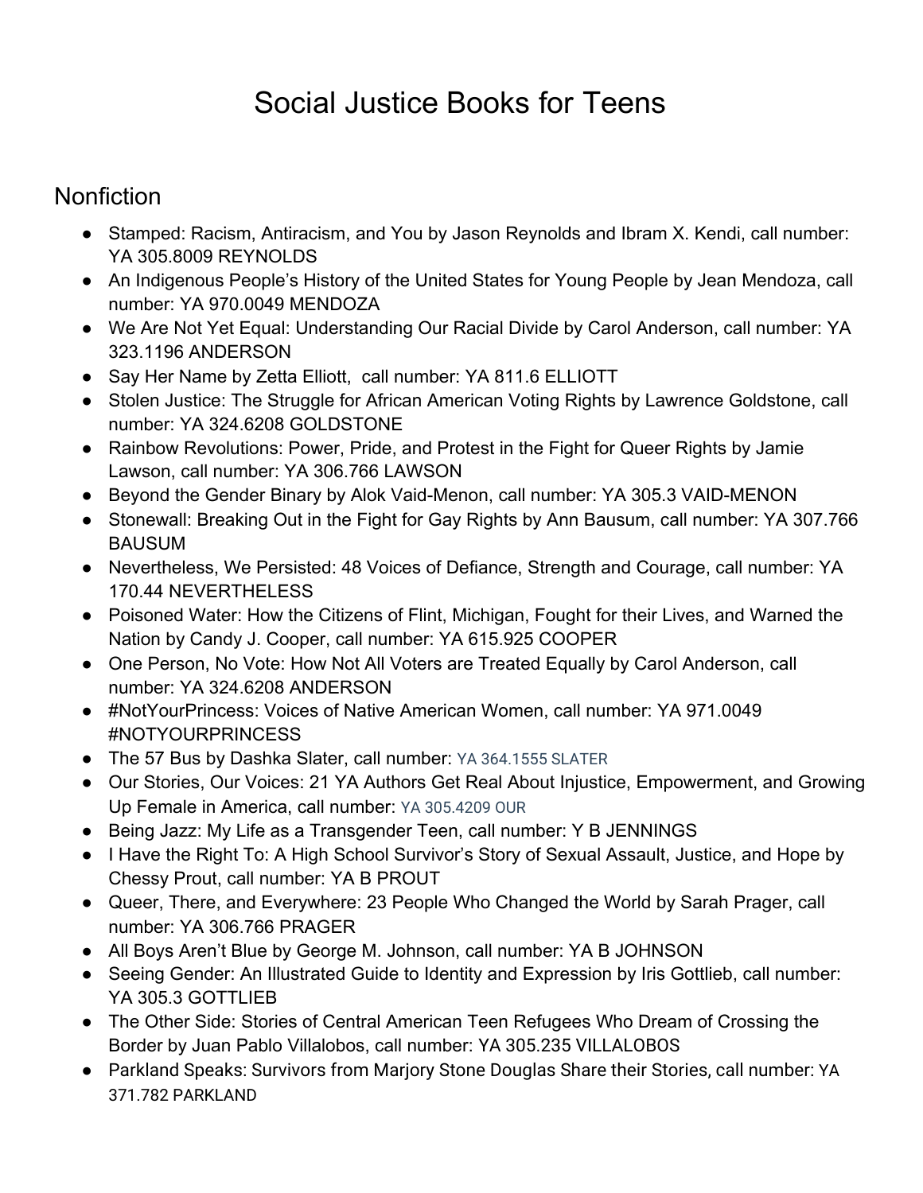# Social Justice Books for Teens

## Nonfiction

- Stamped: Racism, Antiracism, and You by Jason Reynolds and Ibram X. Kendi, call number: YA 305.8009 REYNOLDS
- An Indigenous People's History of the United States for Young People by Jean Mendoza, call number: YA 970.0049 MENDOZA
- We Are Not Yet Equal: Understanding Our Racial Divide by Carol Anderson, call number: YA 323.1196 ANDERSON
- Say Her Name by Zetta Elliott, call number: YA 811.6 ELLIOTT
- Stolen Justice: The Struggle for African American Voting Rights by Lawrence Goldstone, call number: YA 324.6208 GOLDSTONE
- Rainbow Revolutions: Power, Pride, and Protest in the Fight for Queer Rights by Jamie Lawson, call number: YA 306.766 LAWSON
- Beyond the Gender Binary by Alok Vaid-Menon, call number: YA 305.3 VAID-MENON
- Stonewall: Breaking Out in the Fight for Gay Rights by Ann Bausum, call number: YA 307.766 BAUSUM
- Nevertheless, We Persisted: 48 Voices of Defiance, Strength and Courage, call number: YA 170.44 NEVERTHELESS
- Poisoned Water: How the Citizens of Flint, Michigan, Fought for their Lives, and Warned the Nation by Candy J. Cooper, call number: YA 615.925 COOPER
- One Person, No Vote: How Not All Voters are Treated Equally by Carol Anderson, call number: YA 324.6208 ANDERSON
- #NotYourPrincess: Voices of Native American Women, call number: YA 971.0049 #NOTYOURPRINCESS
- The 57 Bus by Dashka Slater, call number: YA 364.1555 SLATER
- Our Stories, Our Voices: 21 YA Authors Get Real About Injustice, Empowerment, and Growing Up Female in America, call number: YA 305.4209 OUR
- Being Jazz: My Life as a Transgender Teen, call number: Y B JENNINGS
- I Have the Right To: A High School Survivor's Story of Sexual Assault, Justice, and Hope by Chessy Prout, call number: YA B PROUT
- Queer, There, and Everywhere: 23 People Who Changed the World by Sarah Prager, call number: YA 306.766 PRAGER
- All Boys Aren't Blue by George M. Johnson, call number: YA B JOHNSON
- Seeing Gender: An Illustrated Guide to Identity and Expression by Iris Gottlieb, call number: YA 305.3 GOTTLIEB
- The Other Side: Stories of Central American Teen Refugees Who Dream of Crossing the Border by Juan Pablo Villalobos, call number: YA 305.235 VILLALOBOS
- Parkland Speaks: Survivors from Marjory Stone Douglas Share their Stories, call number: YA 371.782 PARKLAND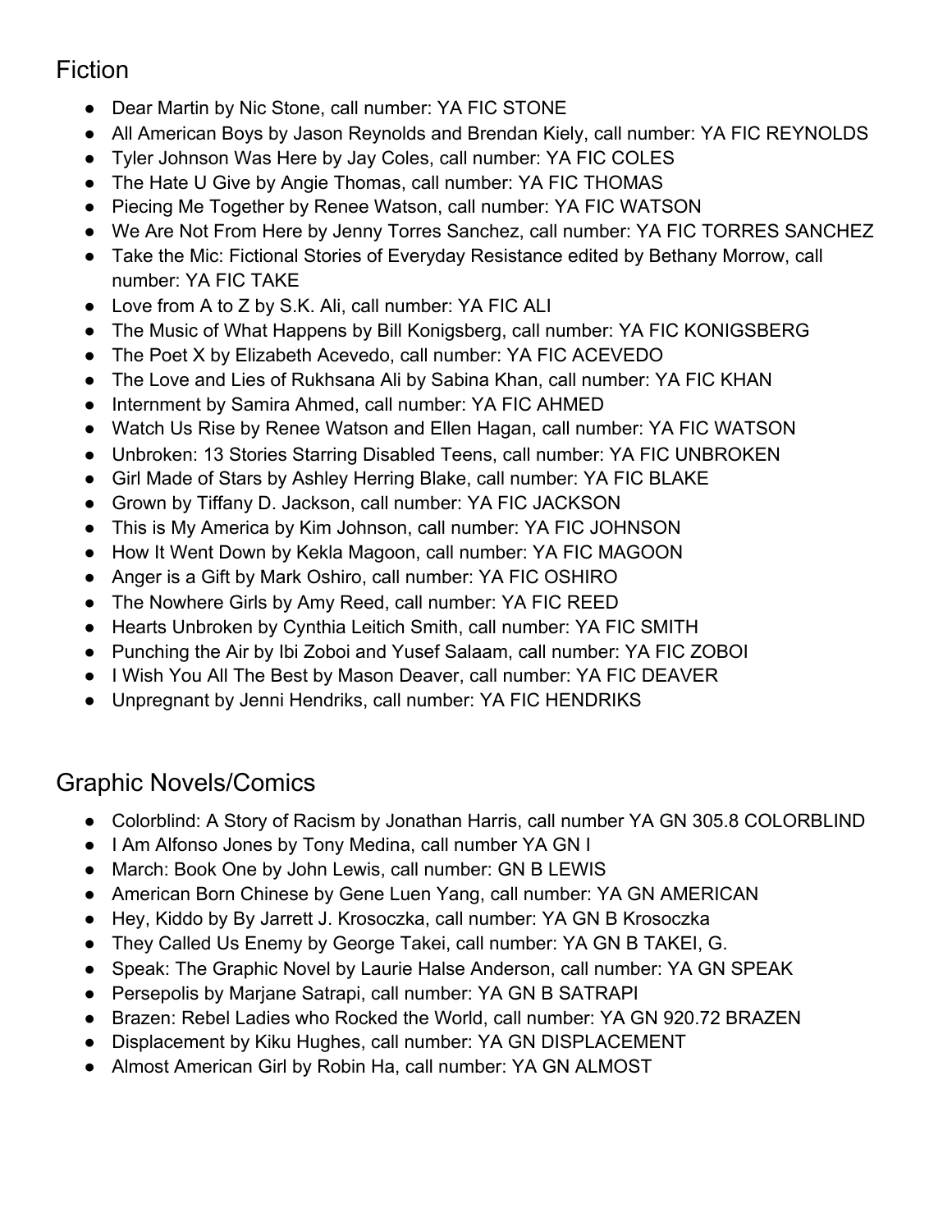## Fiction

- Dear Martin by Nic Stone, call number: YA FIC STONE
- All American Boys by Jason Reynolds and Brendan Kiely, call number: YA FIC REYNOLDS
- Tyler Johnson Was Here by Jay Coles, call number: YA FIC COLES
- The Hate U Give by Angie Thomas, call number: YA FIC THOMAS
- Piecing Me Together by Renee Watson, call number: YA FIC WATSON
- We Are Not From Here by Jenny Torres Sanchez, call number: YA FIC TORRES SANCHEZ
- Take the Mic: Fictional Stories of Everyday Resistance edited by Bethany Morrow, call number: YA FIC TAKE
- Love from A to Z by S.K. Ali, call number: YA FIC ALI
- The Music of What Happens by Bill Konigsberg, call number: YA FIC KONIGSBERG
- The Poet X by Elizabeth Acevedo, call number: YA FIC ACEVEDO
- The Love and Lies of Rukhsana Ali by Sabina Khan, call number: YA FIC KHAN
- Internment by Samira Ahmed, call number: YA FIC AHMED
- Watch Us Rise by Renee Watson and Ellen Hagan, call number: YA FIC WATSON
- Unbroken: 13 Stories Starring Disabled Teens, call number: YA FIC UNBROKEN
- Girl Made of Stars by Ashley Herring Blake, call number: YA FIC BLAKE
- Grown by Tiffany D. Jackson, call number: YA FIC JACKSON
- This is My America by Kim Johnson, call number: YA FIC JOHNSON
- How It Went Down by Kekla Magoon, call number: YA FIC MAGOON
- Anger is a Gift by Mark Oshiro, call number: YA FIC OSHIRO
- The Nowhere Girls by Amy Reed, call number: YA FIC REED
- Hearts Unbroken by Cynthia Leitich Smith, call number: YA FIC SMITH
- Punching the Air by Ibi Zoboi and Yusef Salaam, call number: YA FIC ZOBOI
- I Wish You All The Best by Mason Deaver, call number: YA FIC DEAVER
- Unpregnant by Jenni Hendriks, call number: YA FIC HENDRIKS

## Graphic Novels/Comics

- Colorblind: A Story of Racism by Jonathan Harris, call number YA GN 305.8 COLORBLIND
- I Am Alfonso Jones by Tony Medina, call number YA GN I
- March: Book One by John Lewis, call number: GN B LEWIS
- American Born Chinese by Gene Luen Yang, call number: YA GN AMERICAN
- Hey, Kiddo by By Jarrett J. Krosoczka, call number: YA GN B Krosoczka
- They Called Us Enemy by George Takei, call number: YA GN B TAKEI, G.
- Speak: The Graphic Novel by Laurie Halse Anderson, call number: YA GN SPEAK
- Persepolis by Marjane Satrapi, call number: YA GN B SATRAPI
- Brazen: Rebel Ladies who Rocked the World, call number: YA GN 920.72 BRAZEN
- Displacement by Kiku Hughes, call number: YA GN DISPLACEMENT
- Almost American Girl by Robin Ha, call number: YA GN ALMOST